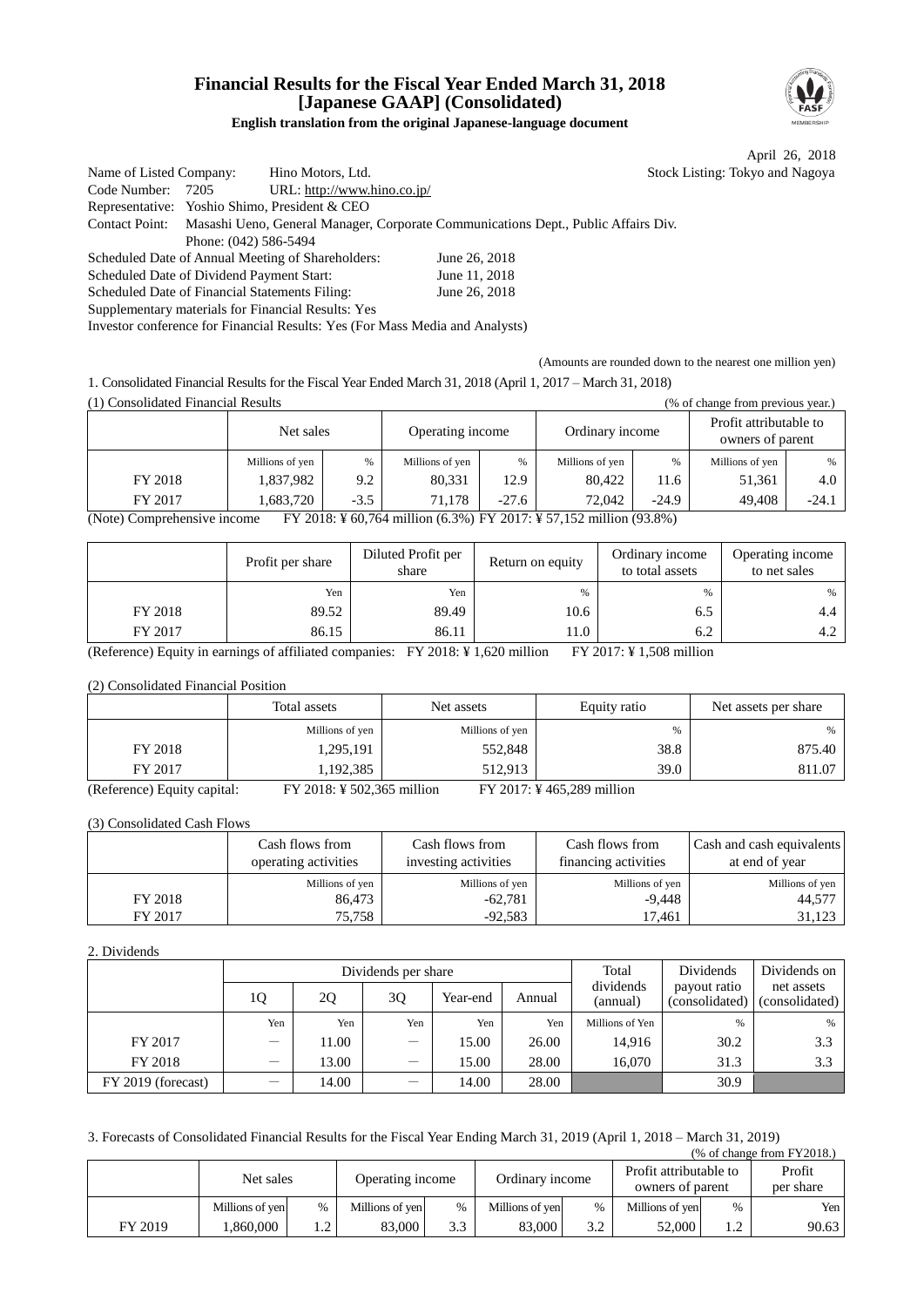# Financial Results for the Fiscal Year Ended March 31, 2018 [Japanese GAAP] (Consolidated)

**English translation from the original Japanese-language document**

April 26, 2018

Name of Listed Company: Hino Motors, Ltd. Stock Listing: Tokyo and Nagoya
Code Number: 7205 URL: http://www.hino.co.jp/
Representative: Yoshio Shimo, President & CEO
Contact Point: Masashi Ueno, General Manager, Corporate Communications Dept., Public Affairs Div.
Phone: (042) 586-5494
Scheduled Date of Annual Meeting of Shareholders: June 26, 2018
Scheduled Date of Dividend Payment Start: June 11, 2018
Scheduled Date of Financial Statements Filing: June 26, 2018
Supplementary materials for Financial Results: Yes
Investor conference for Financial Results: Yes (For Mass Media and Analysts)

(Amounts are rounded down to the nearest one million yen)

1. Consolidated Financial Results for the Fiscal Year Ended March 31, 2018 (April 1, 2017 – March 31, 2018)

(1) Consolidated Financial Results (% of change from previous year.)

| | Net sales | | Operating income | | Ordinary income | | Profit attributable to owners of parent | |
|---|---|---|---|---|---|---|---|---|
| | Millions of yen | % | Millions of yen | % | Millions of yen | % | Millions of yen | % |
| FY 2018 | 1,837,982 | 9.2 | 80,331 | 12.9 | 80,422 | 11.6 | 51,361 | 4.0 |
| FY 2017 | 1,683,720 | -3.5 | 71,178 | -27.6 | 72,042 | -24.9 | 49,408 | -24.1 |

(Note) Comprehensive income FY 2018: ¥ 60,764 million (6.3%) FY 2017: ¥ 57,152 million (93.8%)

| | Profit per share | Diluted Profit per share | Return on equity | Ordinary income to total assets | Operating income to net sales |
|---|---|---|---|---|---|
| | Yen | Yen | % | % | % |
| FY 2018 | 89.52 | 89.49 | 10.6 | 6.5 | 4.4 |
| FY 2017 | 86.15 | 86.11 | 11.0 | 6.2 | 4.2 |

(Reference) Equity in earnings of affiliated companies: FY 2018: ¥ 1,620 million FY 2017: ¥ 1,508 million

(2) Consolidated Financial Position

| | Total assets | Net assets | Equity ratio | Net assets per share |
|---|---|---|---|---|
| | Millions of yen | Millions of yen | % | % |
| FY 2018 | 1,295,191 | 552,848 | 38.8 | 875.40 |
| FY 2017 | 1,192,385 | 512,913 | 39.0 | 811.07 |

(Reference) Equity capital: FY 2018: ¥ 502,365 million FY 2017: ¥ 465,289 million

(3) Consolidated Cash Flows

| | Cash flows from operating activities | Cash flows from investing activities | Cash flows from financing activities | Cash and cash equivalents at end of year |
|---|---|---|---|---|
| | Millions of yen | Millions of yen | Millions of yen | Millions of yen |
| FY 2018 | 86,473 | -62,781 | -9,448 | 44,577 |
| FY 2017 | 75,758 | -92,583 | 17,461 | 31,123 |

2. Dividends

| | Dividends per share | | | | | Total dividends (annual) | Dividends payout ratio (consolidated) | Dividends on net assets (consolidated) |
|---|---|---|---|---|---|---|---|---|
| | 1Q | 2Q | 3Q | Year-end | Annual | | | |
| | Yen | Yen | Yen | Yen | Yen | Millions of Yen | % | % |
| FY 2017 | － | 11.00 | － | 15.00 | 26.00 | 14,916 | 30.2 | 3.3 |
| FY 2018 | － | 13.00 | － | 15.00 | 28.00 | 16,070 | 31.3 | 3.3 |
| FY 2019 (forecast) | － | 14.00 | － | 14.00 | 28.00 | | 30.9 | |

3. Forecasts of Consolidated Financial Results for the Fiscal Year Ending March 31, 2019 (April 1, 2018 – March 31, 2019)

(% of change from FY2018.)

| | Net sales | | Operating income | | Ordinary income | | Profit attributable to owners of parent | | Profit per share |
|---|---|---|---|---|---|---|---|---|---|
| | Millions of yen | % | Millions of yen | % | Millions of yen | % | Millions of yen | % | Yen |
| FY 2019 | 1,860,000 | 1.2 | 83,000 | 3.3 | 83,000 | 3.2 | 52,000 | 1.2 | 90.63 |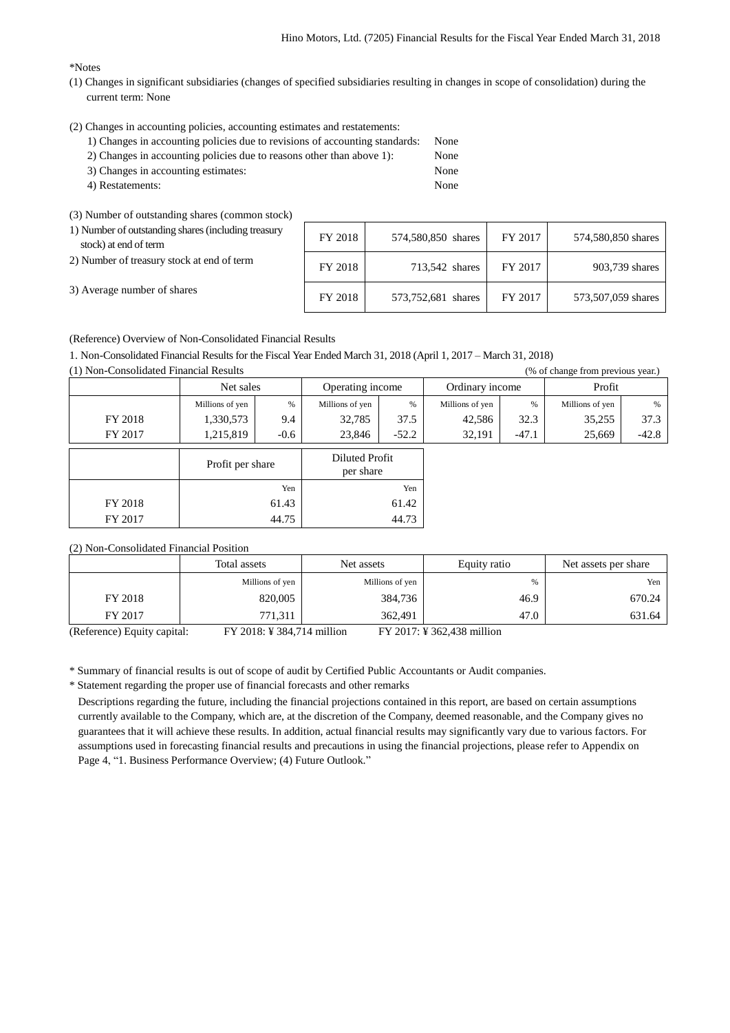*Notes

(1) Changes in significant subsidiaries (changes of specified subsidiaries resulting in changes in scope of consolidation) during the current term: None

(2) Changes in accounting policies, accounting estimates and restatements:

1) Changes in accounting policies due to revisions of accounting standards: None
2) Changes in accounting policies due to reasons other than above 1): None
3) Changes in accounting estimates: None
4) Restatements: None

(3) Number of outstanding shares (common stock)

| | | | | |
|---|---|---|---|---|
| 1) Number of outstanding shares (including treasury stock) at end of term | FY 2018 | 574,580,850 shares | FY 2017 | 574,580,850 shares |
| 2) Number of treasury stock at end of term | FY 2018 | 713,542 shares | FY 2017 | 903,739 shares |
| 3) Average number of shares | FY 2018 | 573,752,681 shares | FY 2017 | 573,507,059 shares |

(Reference) Overview of Non-Consolidated Financial Results

1. Non-Consolidated Financial Results for the Fiscal Year Ended March 31, 2018 (April 1, 2017 – March 31, 2018)

(1) Non-Consolidated Financial Results (% of change from previous year.)

| | Net sales | | Operating income | | Ordinary income | | Profit | |
|---|---|---|---|---|---|---|---|---|
| | Millions of yen | % | Millions of yen | % | Millions of yen | % | Millions of yen | % |
| FY 2018 | 1,330,573 | 9.4 | 32,785 | 37.5 | 42,586 | 32.3 | 35,255 | 37.3 |
| FY 2017 | 1,215,819 | -0.6 | 23,846 | -52.2 | 32,191 | -47.1 | 25,669 | -42.8 |

| | Profit per share | Diluted Profit per share |
|---|---|---|
| | Yen | Yen |
| FY 2018 | 61.43 | 61.42 |
| FY 2017 | 44.75 | 44.73 |

(2) Non-Consolidated Financial Position

| | Total assets | Net assets | Equity ratio | Net assets per share |
|---|---|---|---|---|
| | Millions of yen | Millions of yen | % | Yen |
| FY 2018 | 820,005 | 384,736 | 46.9 | 670.24 |
| FY 2017 | 771,311 | 362,491 | 47.0 | 631.64 |

(Reference) Equity capital: FY 2018: ¥ 384,714 million FY 2017: ¥ 362,438 million

* Summary of financial results is out of scope of audit by Certified Public Accountants or Audit companies.

* Statement regarding the proper use of financial forecasts and other remarks

Descriptions regarding the future, including the financial projections contained in this report, are based on certain assumptions currently available to the Company, which are, at the discretion of the Company, deemed reasonable, and the Company gives no guarantees that it will achieve these results. In addition, actual financial results may significantly vary due to various factors. For assumptions used in forecasting financial results and precautions in using the financial projections, please refer to Appendix on Page 4, "1. Business Performance Overview; (4) Future Outlook."